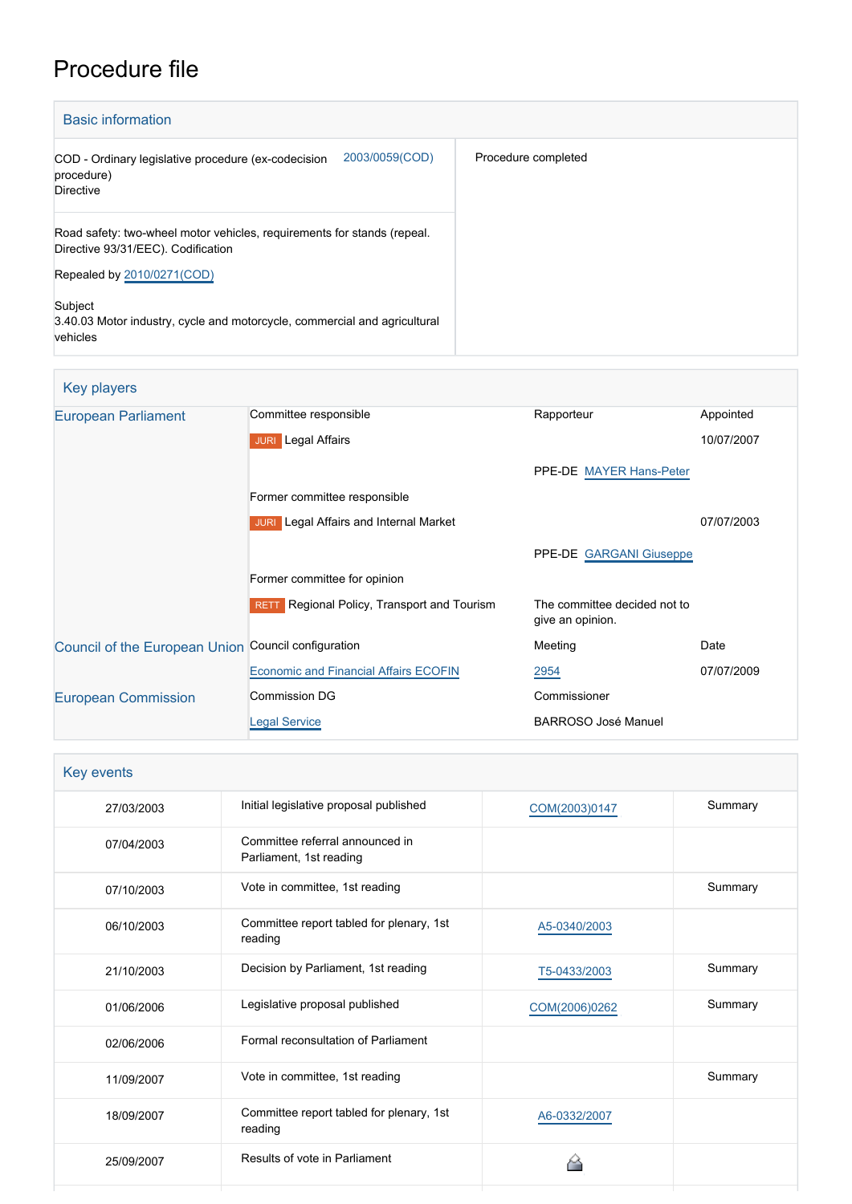// Procedure file

## Basic information

| | |
|---|---|
| COD - Ordinary legislative procedure (ex-codecision procedure)<br>Directive<br>2003/0059(COD) | Procedure completed |
| Road safety: two-wheel motor vehicles, requirements for stands (repeal. Directive 93/31/EEC). Codification<br><br>Repealed by 2010/0271(COD)<br><br>Subject<br>3.40.03 Motor industry, cycle and motorcycle, commercial and agricultural vehicles | |

## Key players

| | | | |
|---|---|---|---|
| European Parliament | Committee responsible | Rapporteur | Appointed |
| | JURI Legal Affairs | | 10/07/2007 |
| | | PPE-DE MAYER Hans-Peter | |
| | Former committee responsible | | |
| | JURI Legal Affairs and Internal Market | | 07/07/2003 |
| | | PPE-DE GARGANI Giuseppe | |
| | Former committee for opinion | | |
| | RETT Regional Policy, Transport and Tourism | The committee decided not to give an opinion. | |
| Council of the European Union | Council configuration | Meeting | Date |
| | Economic and Financial Affairs ECOFIN | 2954 | 07/07/2009 |
| European Commission | Commission DG | Commissioner | |
| | Legal Service | BARROSO José Manuel | |

## Key events

| | | | |
|---|---|---|---|
| 27/03/2003 | Initial legislative proposal published | COM(2003)0147 | Summary |
| 07/04/2003 | Committee referral announced in Parliament, 1st reading | | |
| 07/10/2003 | Vote in committee, 1st reading | | Summary |
| 06/10/2003 | Committee report tabled for plenary, 1st reading | A5-0340/2003 | |
| 21/10/2003 | Decision by Parliament, 1st reading | T5-0433/2003 | Summary |
| 01/06/2006 | Legislative proposal published | COM(2006)0262 | Summary |
| 02/06/2006 | Formal reconsultation of Parliament | | |
| 11/09/2007 | Vote in committee, 1st reading | | Summary |
| 18/09/2007 | Committee report tabled for plenary, 1st reading | A6-0332/2007 | |
| 25/09/2007 | Results of vote in Parliament | | |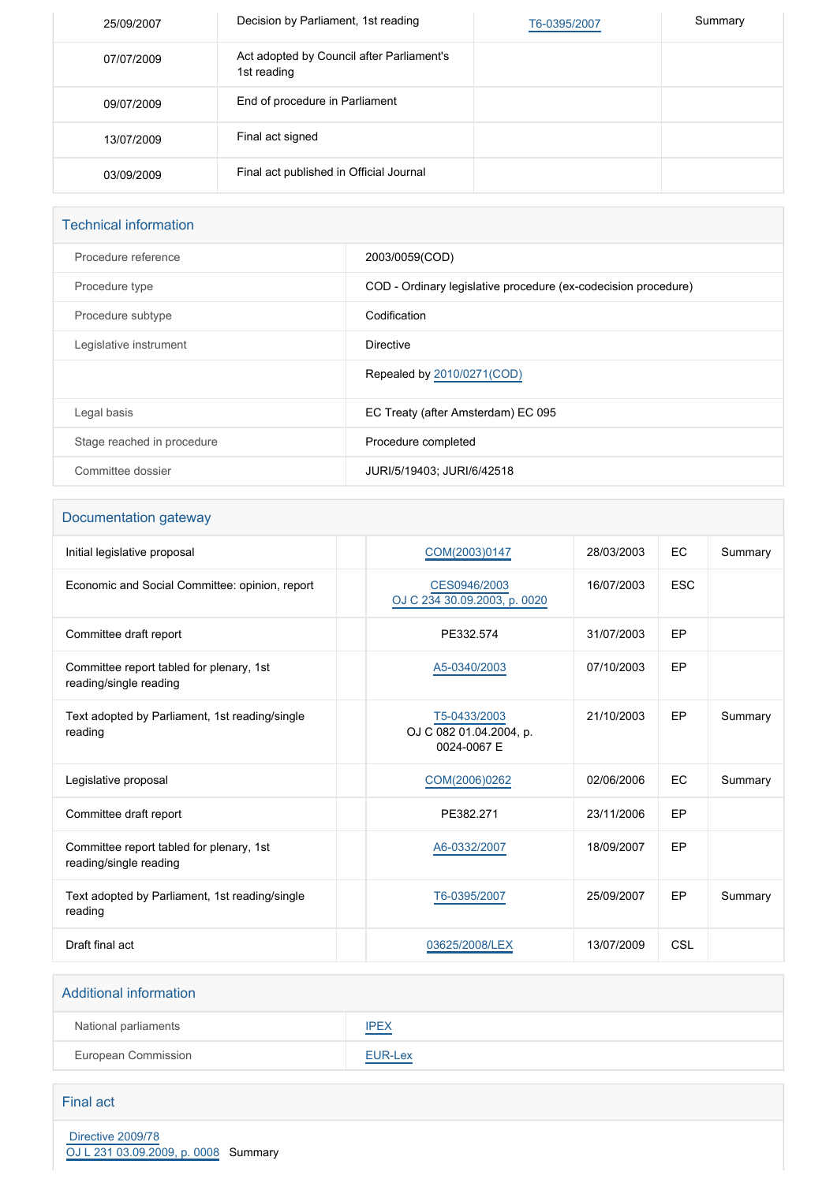| | | | |
|---|---|---|---|
| 25/09/2007 | Decision by Parliament, 1st reading | T6-0395/2007 | Summary |
| 07/07/2009 | Act adopted by Council after Parliament's 1st reading | | |
| 09/07/2009 | End of procedure in Parliament | | |
| 13/07/2009 | Final act signed | | |
| 03/09/2009 | Final act published in Official Journal | | |

## Technical information

| | |
|---|---|
| Procedure reference | 2003/0059(COD) |
| Procedure type | COD - Ordinary legislative procedure (ex-codecision procedure) |
| Procedure subtype | Codification |
| Legislative instrument | Directive |
| | Repealed by 2010/0271(COD) |
| Legal basis | EC Treaty (after Amsterdam) EC 095 |
| Stage reached in procedure | Procedure completed |
| Committee dossier | JURI/5/19403; JURI/6/42518 |

## Documentation gateway

| | | | | | |
|---|---|---|---|---|---|
| Initial legislative proposal | | COM(2003)0147 | 28/03/2003 | EC | Summary |
| Economic and Social Committee: opinion, report | | CES0946/2003 OJ C 234 30.09.2003, p. 0020 | 16/07/2003 | ESC | |
| Committee draft report | | PE332.574 | 31/07/2003 | EP | |
| Committee report tabled for plenary, 1st reading/single reading | | A5-0340/2003 | 07/10/2003 | EP | |
| Text adopted by Parliament, 1st reading/single reading | | T5-0433/2003 OJ C 082 01.04.2004, p. 0024-0067 E | 21/10/2003 | EP | Summary |
| Legislative proposal | | COM(2006)0262 | 02/06/2006 | EC | Summary |
| Committee draft report | | PE382.271 | 23/11/2006 | EP | |
| Committee report tabled for plenary, 1st reading/single reading | | A6-0332/2007 | 18/09/2007 | EP | |
| Text adopted by Parliament, 1st reading/single reading | | T6-0395/2007 | 25/09/2007 | EP | Summary |
| Draft final act | | 03625/2008/LEX | 13/07/2009 | CSL | |

## Additional information

| | |
|---|---|
| National parliaments | IPEX |
| European Commission | EUR-Lex |

## Final act

Directive 2009/78
OJ L 231 03.09.2009, p. 0008 Summary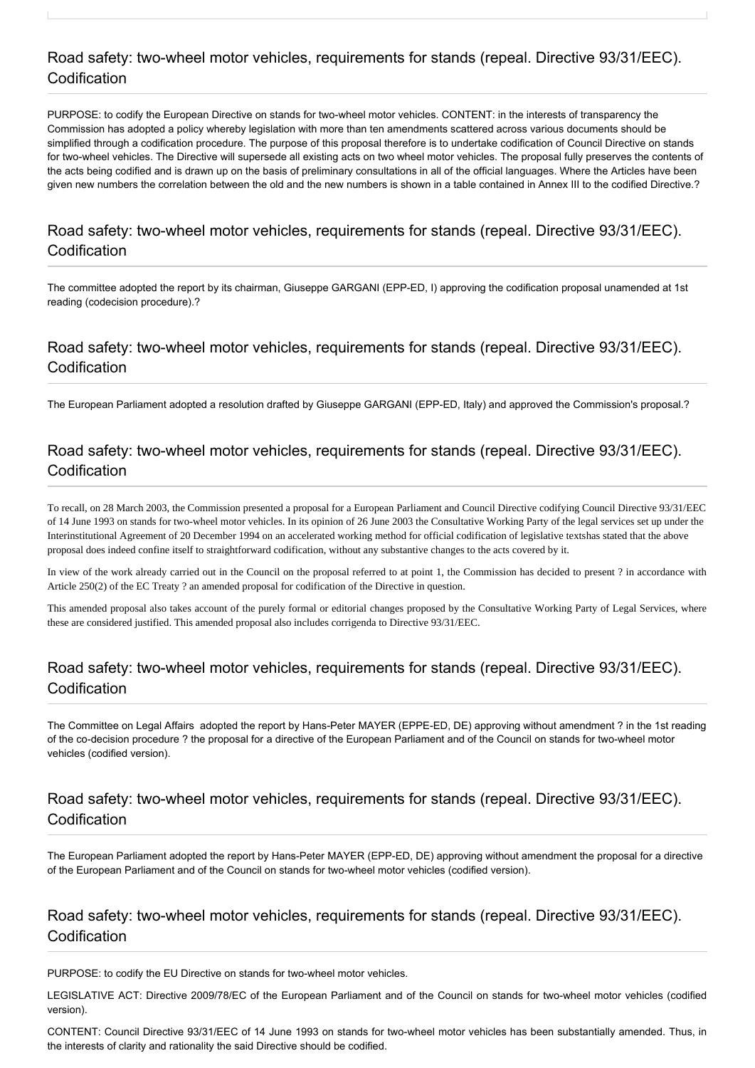## Road safety: two-wheel motor vehicles, requirements for stands (repeal. Directive 93/31/EEC). Codification

PURPOSE: to codify the European Directive on stands for two-wheel motor vehicles. CONTENT: in the interests of transparency the Commission has adopted a policy whereby legislation with more than ten amendments scattered across various documents should be simplified through a codification procedure. The purpose of this proposal therefore is to undertake codification of Council Directive on stands for two-wheel vehicles. The Directive will supersede all existing acts on two wheel motor vehicles. The proposal fully preserves the contents of the acts being codified and is drawn up on the basis of preliminary consultations in all of the official languages. Where the Articles have been given new numbers the correlation between the old and the new numbers is shown in a table contained in Annex III to the codified Directive.?

## Road safety: two-wheel motor vehicles, requirements for stands (repeal. Directive 93/31/EEC). Codification

The committee adopted the report by its chairman, Giuseppe GARGANI (EPP-ED, I) approving the codification proposal unamended at 1st reading (codecision procedure).?

## Road safety: two-wheel motor vehicles, requirements for stands (repeal. Directive 93/31/EEC). Codification

The European Parliament adopted a resolution drafted by Giuseppe GARGANI (EPP-ED, Italy) and approved the Commission's proposal.?

## Road safety: two-wheel motor vehicles, requirements for stands (repeal. Directive 93/31/EEC). Codification

To recall, on 28 March 2003, the Commission presented a proposal for a European Parliament and Council Directive codifying Council Directive 93/31/EEC of 14 June 1993 on stands for two-wheel motor vehicles. In its opinion of 26 June 2003 the Consultative Working Party of the legal services set up under the Interinstitutional Agreement of 20 December 1994 on an accelerated working method for official codification of legislative textshas stated that the above proposal does indeed confine itself to straightforward codification, without any substantive changes to the acts covered by it.

In view of the work already carried out in the Council on the proposal referred to at point 1, the Commission has decided to present ? in accordance with Article 250(2) of the EC Treaty ? an amended proposal for codification of the Directive in question.

This amended proposal also takes account of the purely formal or editorial changes proposed by the Consultative Working Party of Legal Services, where these are considered justified. This amended proposal also includes corrigenda to Directive 93/31/EEC.

## Road safety: two-wheel motor vehicles, requirements for stands (repeal. Directive 93/31/EEC). Codification

The Committee on Legal Affairs adopted the report by Hans-Peter MAYER (EPPE-ED, DE) approving without amendment ? in the 1st reading of the co-decision procedure ? the proposal for a directive of the European Parliament and of the Council on stands for two-wheel motor vehicles (codified version).

## Road safety: two-wheel motor vehicles, requirements for stands (repeal. Directive 93/31/EEC). Codification

The European Parliament adopted the report by Hans-Peter MAYER (EPP-ED, DE) approving without amendment the proposal for a directive of the European Parliament and of the Council on stands for two-wheel motor vehicles (codified version).

## Road safety: two-wheel motor vehicles, requirements for stands (repeal. Directive 93/31/EEC). Codification

PURPOSE: to codify the EU Directive on stands for two-wheel motor vehicles.

LEGISLATIVE ACT: Directive 2009/78/EC of the European Parliament and of the Council on stands for two-wheel motor vehicles (codified version).

CONTENT: Council Directive 93/31/EEC of 14 June 1993 on stands for two-wheel motor vehicles has been substantially amended. Thus, in the interests of clarity and rationality the said Directive should be codified.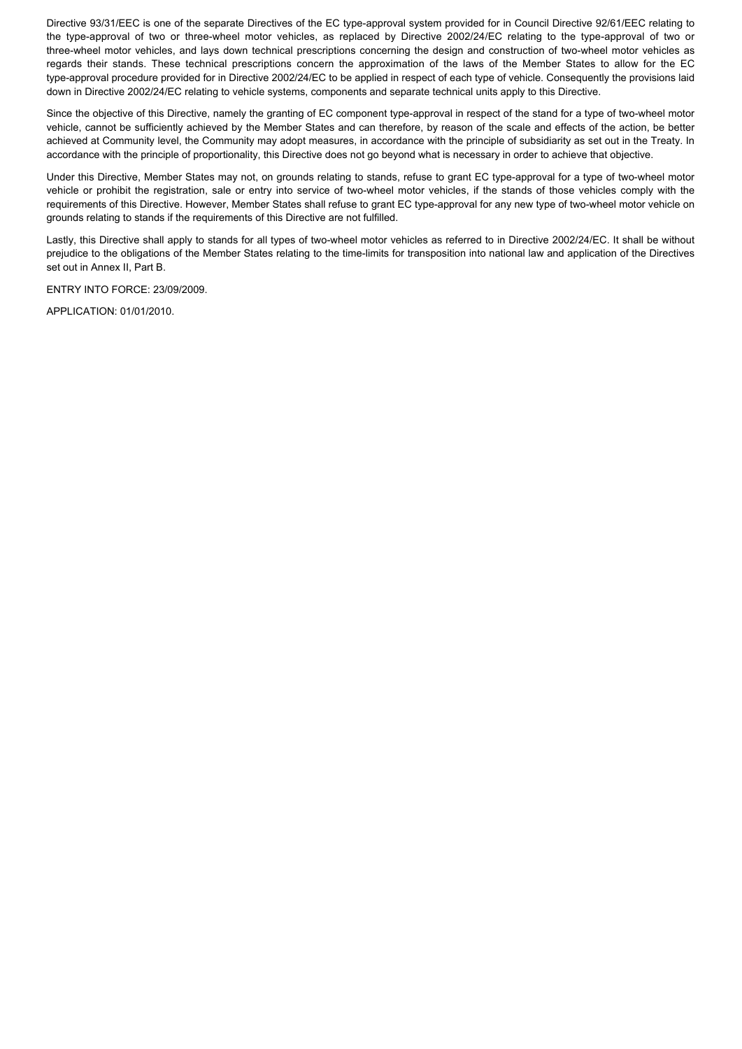Directive 93/31/EEC is one of the separate Directives of the EC type-approval system provided for in Council Directive 92/61/EEC relating to the type-approval of two or three-wheel motor vehicles, as replaced by Directive 2002/24/EC relating to the type-approval of two or three-wheel motor vehicles, and lays down technical prescriptions concerning the design and construction of two-wheel motor vehicles as regards their stands. These technical prescriptions concern the approximation of the laws of the Member States to allow for the EC type-approval procedure provided for in Directive 2002/24/EC to be applied in respect of each type of vehicle. Consequently the provisions laid down in Directive 2002/24/EC relating to vehicle systems, components and separate technical units apply to this Directive.

Since the objective of this Directive, namely the granting of EC component type-approval in respect of the stand for a type of two-wheel motor vehicle, cannot be sufficiently achieved by the Member States and can therefore, by reason of the scale and effects of the action, be better achieved at Community level, the Community may adopt measures, in accordance with the principle of subsidiarity as set out in the Treaty. In accordance with the principle of proportionality, this Directive does not go beyond what is necessary in order to achieve that objective.

Under this Directive, Member States may not, on grounds relating to stands, refuse to grant EC type-approval for a type of two-wheel motor vehicle or prohibit the registration, sale or entry into service of two-wheel motor vehicles, if the stands of those vehicles comply with the requirements of this Directive. However, Member States shall refuse to grant EC type-approval for any new type of two-wheel motor vehicle on grounds relating to stands if the requirements of this Directive are not fulfilled.

Lastly, this Directive shall apply to stands for all types of two-wheel motor vehicles as referred to in Directive 2002/24/EC. It shall be without prejudice to the obligations of the Member States relating to the time-limits for transposition into national law and application of the Directives set out in Annex II, Part B.

ENTRY INTO FORCE: 23/09/2009.

APPLICATION: 01/01/2010.